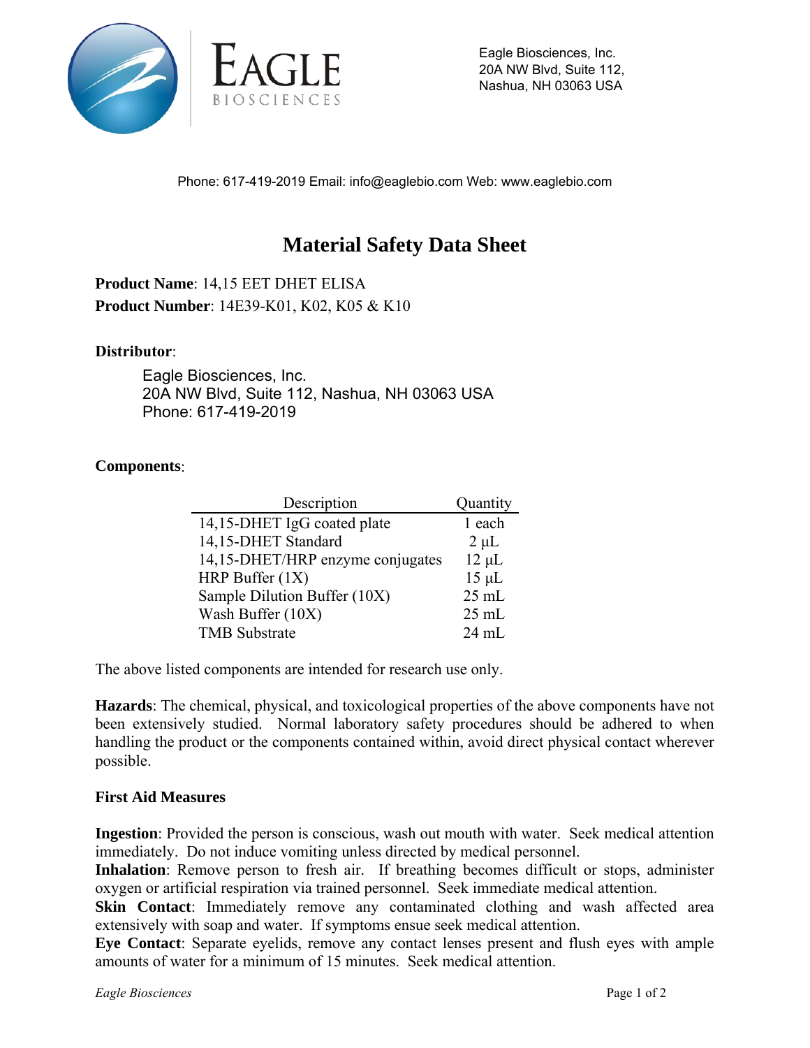Eagle Biosciences, Inc.
20A NW Blvd, Suite 112,
Nashua, NH 03063 USA

Phone: 617-419-2019 Email: info@eaglebio.com Web: www.eaglebio.com

# Material Safety Data Sheet

**Product Name**: 14,15 EET DHET ELISA
**Product Number**: 14E39-K01, K02, K05 & K10

**Distributor**:

Eagle Biosciences, Inc.
20A NW Blvd, Suite 112, Nashua, NH 03063 USA
Phone: 617-419-2019

**Components**:

| Description | Quantity |
|---|---|
| 14,15-DHET IgG coated plate | 1 each |
| 14,15-DHET Standard | 2 µL |
| 14,15-DHET/HRP enzyme conjugates | 12 µL |
| HRP Buffer (1X) | 15 µL |
| Sample Dilution Buffer (10X) | 25 mL |
| Wash Buffer (10X) | 25 mL |
| TMB Substrate | 24 mL |

The above listed components are intended for research use only.

**Hazards**: The chemical, physical, and toxicological properties of the above components have not been extensively studied. Normal laboratory safety procedures should be adhered to when handling the product or the components contained within, avoid direct physical contact wherever possible.

**First Aid Measures**

**Ingestion**: Provided the person is conscious, wash out mouth with water. Seek medical attention immediately. Do not induce vomiting unless directed by medical personnel.
**Inhalation**: Remove person to fresh air. If breathing becomes difficult or stops, administer oxygen or artificial respiration via trained personnel. Seek immediate medical attention.
**Skin Contact**: Immediately remove any contaminated clothing and wash affected area extensively with soap and water. If symptoms ensue seek medical attention.
**Eye Contact**: Separate eyelids, remove any contact lenses present and flush eyes with ample amounts of water for a minimum of 15 minutes. Seek medical attention.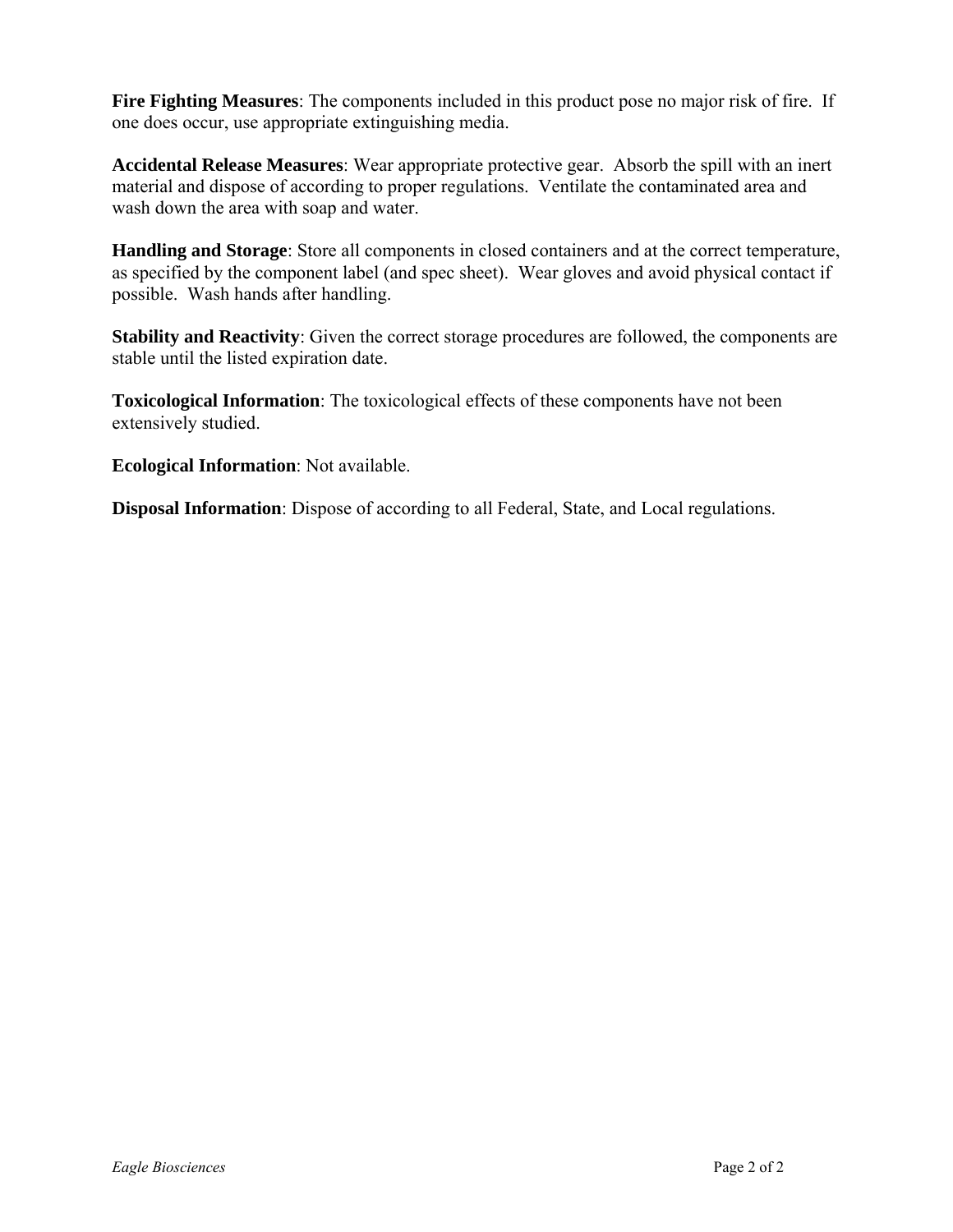**Fire Fighting Measures**: The components included in this product pose no major risk of fire. If one does occur, use appropriate extinguishing media.

**Accidental Release Measures**: Wear appropriate protective gear. Absorb the spill with an inert material and dispose of according to proper regulations. Ventilate the contaminated area and wash down the area with soap and water.

**Handling and Storage**: Store all components in closed containers and at the correct temperature, as specified by the component label (and spec sheet). Wear gloves and avoid physical contact if possible. Wash hands after handling.

**Stability and Reactivity**: Given the correct storage procedures are followed, the components are stable until the listed expiration date.

**Toxicological Information**: The toxicological effects of these components have not been extensively studied.

**Ecological Information**: Not available.

**Disposal Information**: Dispose of according to all Federal, State, and Local regulations.